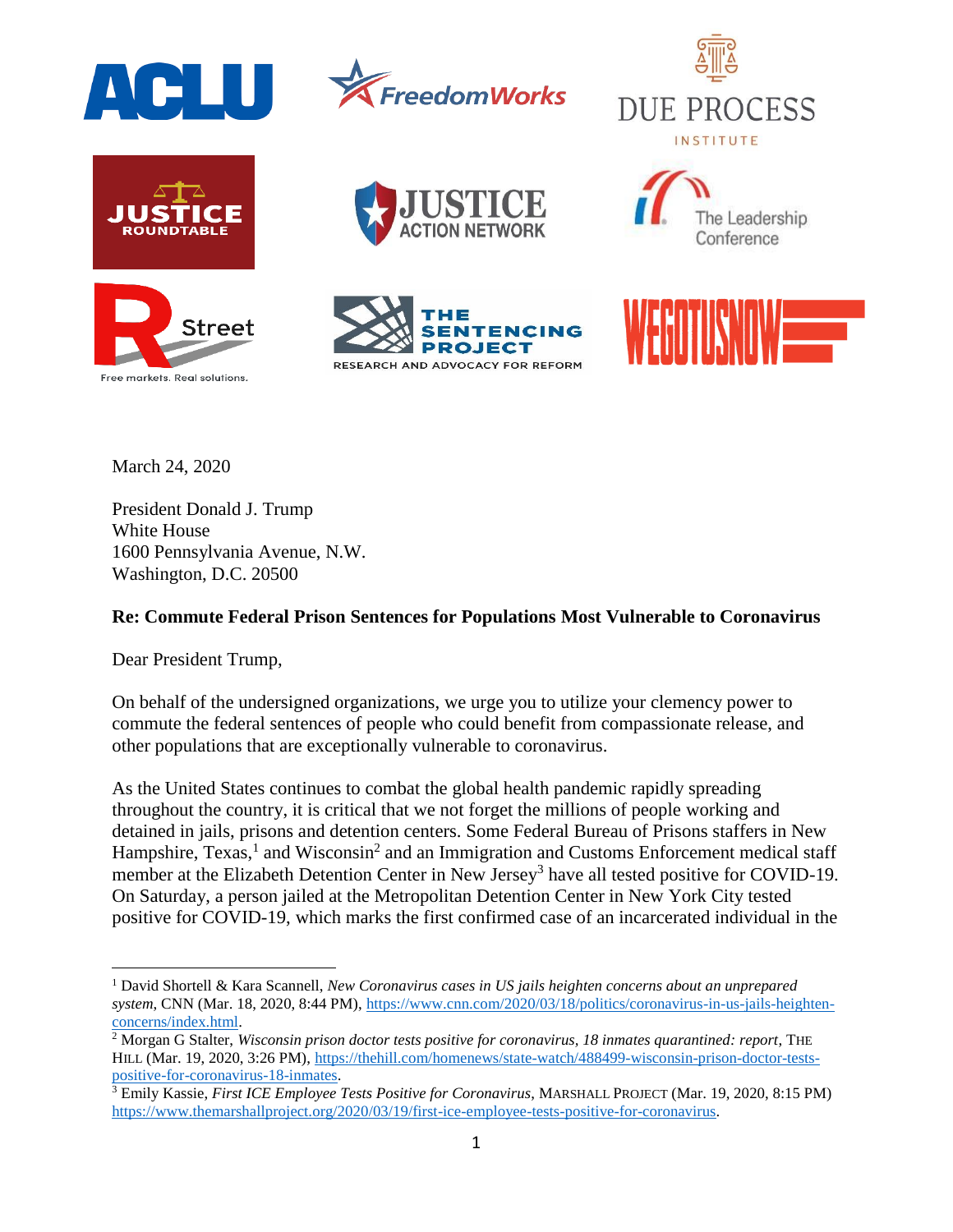ACLU

FreedomWorks

DUE PROCESS INSTITUTE

JUSTICE ROUNDTABLE

JUSTICE ACTION NETWORK

The Leadership Conference

R Street — Free markets. Real solutions.

THE SENTENCING PROJECT — RESEARCH AND ADVOCACY FOR REFORM

WEGOTUSNOW

March 24, 2020

President Donald J. Trump
White House
1600 Pennsylvania Avenue, N.W.
Washington, D.C. 20500

**Re: Commute Federal Prison Sentences for Populations Most Vulnerable to Coronavirus**

Dear President Trump,

On behalf of the undersigned organizations, we urge you to utilize your clemency power to commute the federal sentences of people who could benefit from compassionate release, and other populations that are exceptionally vulnerable to coronavirus.

As the United States continues to combat the global health pandemic rapidly spreading throughout the country, it is critical that we not forget the millions of people working and detained in jails, prisons and detention centers. Some Federal Bureau of Prisons staffers in New Hampshire, Texas,[1] and Wisconsin[2] and an Immigration and Customs Enforcement medical staff member at the Elizabeth Detention Center in New Jersey[3] have all tested positive for COVID-19. On Saturday, a person jailed at the Metropolitan Detention Center in New York City tested positive for COVID-19, which marks the first confirmed case of an incarcerated individual in the

---

[1] David Shortell & Kara Scannell, *New Coronavirus cases in US jails heighten concerns about an unprepared system*, CNN (Mar. 18, 2020, 8:44 PM), https://www.cnn.com/2020/03/18/politics/coronavirus-in-us-jails-heighten-concerns/index.html.

[2] Morgan G Stalter, *Wisconsin prison doctor tests positive for coronavirus, 18 inmates quarantined: report*, THE HILL (Mar. 19, 2020, 3:26 PM), https://thehill.com/homenews/state-watch/488499-wisconsin-prison-doctor-tests-positive-for-coronavirus-18-inmates.

[3] Emily Kassie, *First ICE Employee Tests Positive for Coronavirus*, MARSHALL PROJECT (Mar. 19, 2020, 8:15 PM) https://www.themarshallproject.org/2020/03/19/first-ice-employee-tests-positive-for-coronavirus.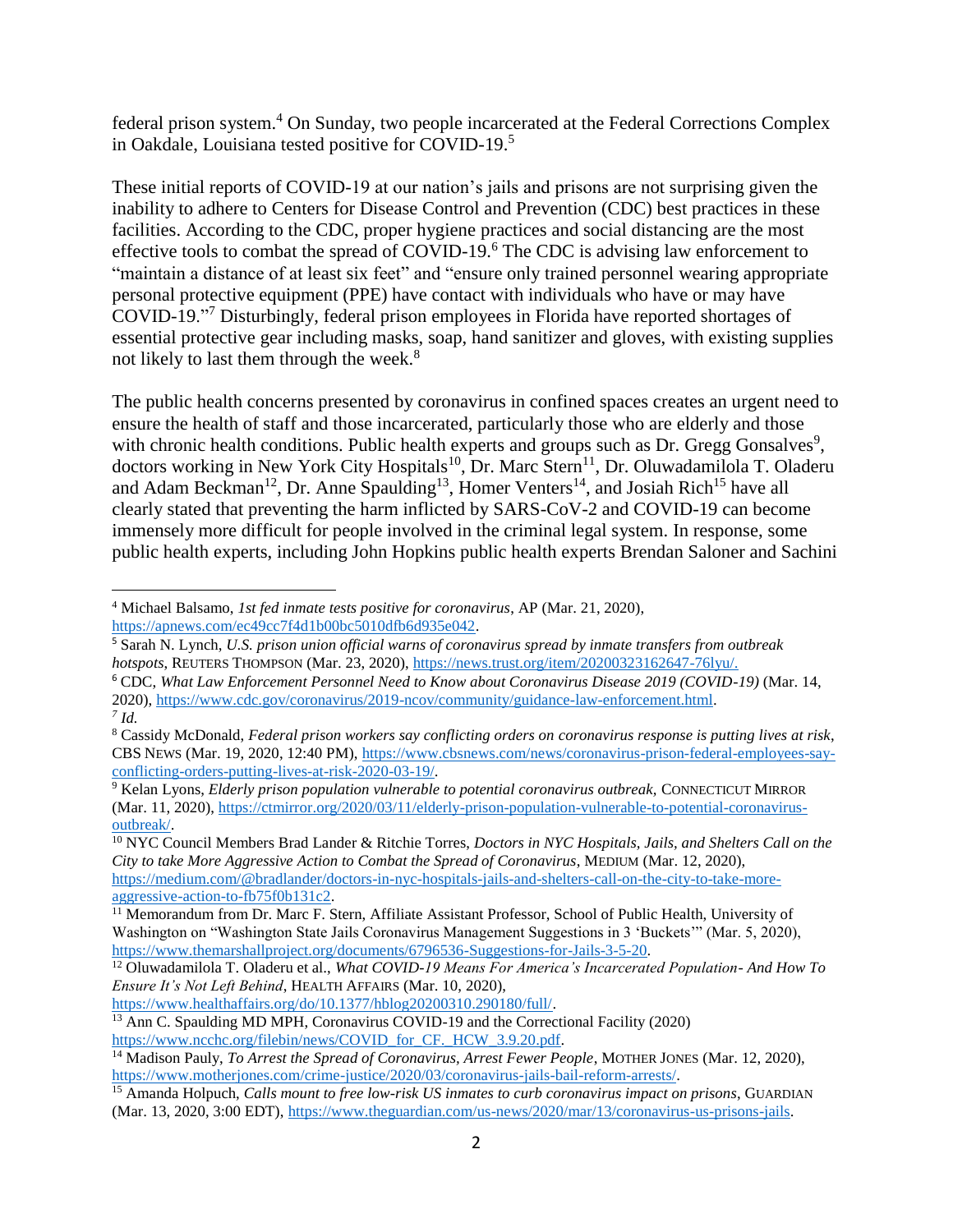federal prison system.[4] On Sunday, two people incarcerated at the Federal Corrections Complex in Oakdale, Louisiana tested positive for COVID-19.[5]

These initial reports of COVID-19 at our nation's jails and prisons are not surprising given the inability to adhere to Centers for Disease Control and Prevention (CDC) best practices in these facilities. According to the CDC, proper hygiene practices and social distancing are the most effective tools to combat the spread of COVID-19.[6] The CDC is advising law enforcement to "maintain a distance of at least six feet" and "ensure only trained personnel wearing appropriate personal protective equipment (PPE) have contact with individuals who have or may have COVID-19."[7] Disturbingly, federal prison employees in Florida have reported shortages of essential protective gear including masks, soap, hand sanitizer and gloves, with existing supplies not likely to last them through the week.[8]

The public health concerns presented by coronavirus in confined spaces creates an urgent need to ensure the health of staff and those incarcerated, particularly those who are elderly and those with chronic health conditions. Public health experts and groups such as Dr. Gregg Gonsalves[9], doctors working in New York City Hospitals[10], Dr. Marc Stern[11], Dr. Oluwadamilola T. Oladeru and Adam Beckman[12], Dr. Anne Spaulding[13], Homer Venters[14], and Josiah Rich[15] have all clearly stated that preventing the harm inflicted by SARS-CoV-2 and COVID-19 can become immensely more difficult for people involved in the criminal legal system. In response, some public health experts, including John Hopkins public health experts Brendan Saloner and Sachini

---

[4] Michael Balsamo, *1st fed inmate tests positive for coronavirus*, AP (Mar. 21, 2020), https://apnews.com/ec49cc7f4d1b00bc5010dfb6d935e042.

[5] Sarah N. Lynch, *U.S. prison union official warns of coronavirus spread by inmate transfers from outbreak hotspots*, REUTERS THOMPSON (Mar. 23, 2020), https://news.trust.org/item/20200323162647-76lyu/.

[6] CDC, *What Law Enforcement Personnel Need to Know about Coronavirus Disease 2019 (COVID-19)* (Mar. 14, 2020), https://www.cdc.gov/coronavirus/2019-ncov/community/guidance-law-enforcement.html.

[7] *Id.*

[8] Cassidy McDonald, *Federal prison workers say conflicting orders on coronavirus response is putting lives at risk*, CBS NEWS (Mar. 19, 2020, 12:40 PM), https://www.cbsnews.com/news/coronavirus-prison-federal-employees-say-conflicting-orders-putting-lives-at-risk-2020-03-19/.

[9] Kelan Lyons, *Elderly prison population vulnerable to potential coronavirus outbreak*, CONNECTICUT MIRROR (Mar. 11, 2020), https://ctmirror.org/2020/03/11/elderly-prison-population-vulnerable-to-potential-coronavirus-outbreak/.

[10] NYC Council Members Brad Lander & Ritchie Torres, *Doctors in NYC Hospitals, Jails, and Shelters Call on the City to take More Aggressive Action to Combat the Spread of Coronavirus*, MEDIUM (Mar. 12, 2020), https://medium.com/@bradlander/doctors-in-nyc-hospitals-jails-and-shelters-call-on-the-city-to-take-more-aggressive-action-to-fb75f0b131c2.

[11] Memorandum from Dr. Marc F. Stern, Affiliate Assistant Professor, School of Public Health, University of Washington on "Washington State Jails Coronavirus Management Suggestions in 3 'Buckets'" (Mar. 5, 2020), https://www.themarshallproject.org/documents/6796536-Suggestions-for-Jails-3-5-20.

[12] Oluwadamilola T. Oladeru et al., *What COVID-19 Means For America's Incarcerated Population- And How To Ensure It's Not Left Behind*, HEALTH AFFAIRS (Mar. 10, 2020), https://www.healthaffairs.org/do/10.1377/hblog20200310.290180/full/.

[13] Ann C. Spaulding MD MPH, Coronavirus COVID-19 and the Correctional Facility (2020) https://www.ncchc.org/filebin/news/COVID_for_CF._HCW_3.9.20.pdf.

[14] Madison Pauly, *To Arrest the Spread of Coronavirus, Arrest Fewer People*, MOTHER JONES (Mar. 12, 2020), https://www.motherjones.com/crime-justice/2020/03/coronavirus-jails-bail-reform-arrests/.

[15] Amanda Holpuch, *Calls mount to free low-risk US inmates to curb coronavirus impact on prisons*, GUARDIAN (Mar. 13, 2020, 3:00 EDT), https://www.theguardian.com/us-news/2020/mar/13/coronavirus-us-prisons-jails.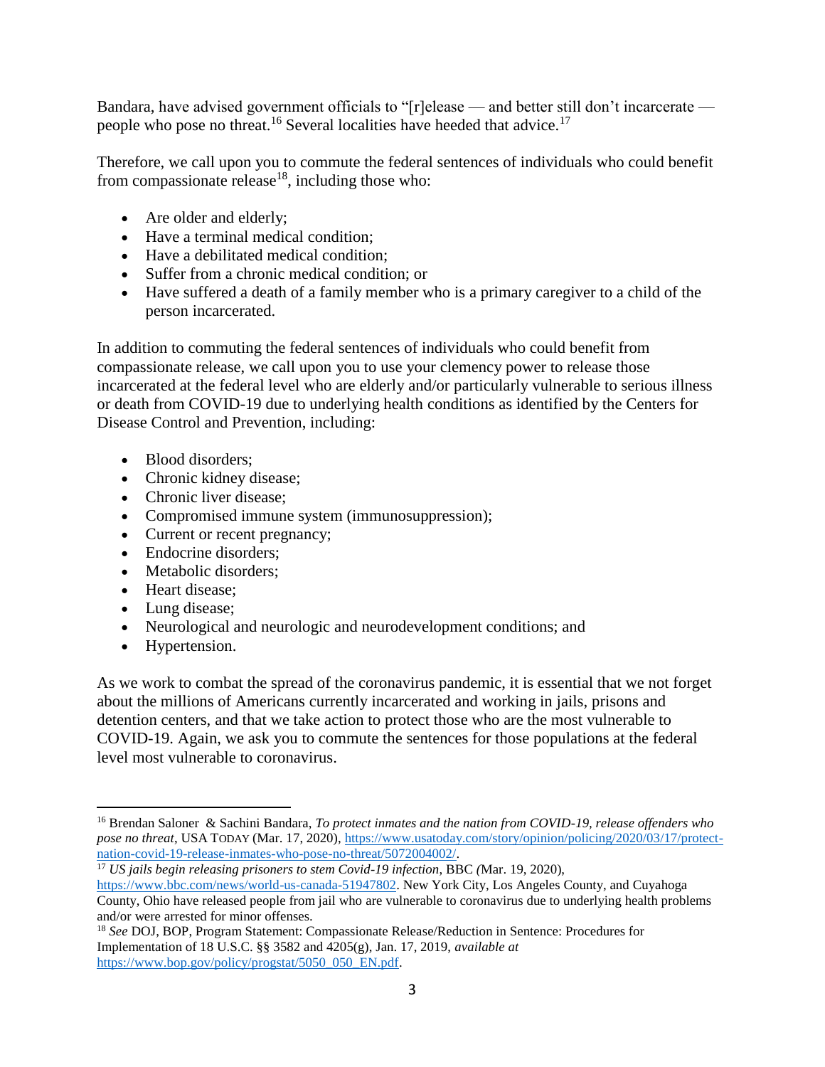Bandara, have advised government officials to "[r]elease — and better still don't incarcerate — people who pose no threat.[16] Several localities have heeded that advice.[17]

Therefore, we call upon you to commute the federal sentences of individuals who could benefit from compassionate release[18], including those who:

- Are older and elderly;
- Have a terminal medical condition;
- Have a debilitated medical condition;
- Suffer from a chronic medical condition; or
- Have suffered a death of a family member who is a primary caregiver to a child of the person incarcerated.

In addition to commuting the federal sentences of individuals who could benefit from compassionate release, we call upon you to use your clemency power to release those incarcerated at the federal level who are elderly and/or particularly vulnerable to serious illness or death from COVID-19 due to underlying health conditions as identified by the Centers for Disease Control and Prevention, including:

- Blood disorders;
- Chronic kidney disease;
- Chronic liver disease;
- Compromised immune system (immunosuppression);
- Current or recent pregnancy;
- Endocrine disorders;
- Metabolic disorders;
- Heart disease;
- Lung disease;
- Neurological and neurologic and neurodevelopment conditions; and
- Hypertension.

As we work to combat the spread of the coronavirus pandemic, it is essential that we not forget about the millions of Americans currently incarcerated and working in jails, prisons and detention centers, and that we take action to protect those who are the most vulnerable to COVID-19. Again, we ask you to commute the sentences for those populations at the federal level most vulnerable to coronavirus.

---

[16] Brendan Saloner & Sachini Bandara, *To protect inmates and the nation from COVID-19, release offenders who pose no threat*, USA TODAY (Mar. 17, 2020), https://www.usatoday.com/story/opinion/policing/2020/03/17/protect-nation-covid-19-release-inmates-who-pose-no-threat/5072004002/.

[17] *US jails begin releasing prisoners to stem Covid-19 infection*, BBC (Mar. 19, 2020), https://www.bbc.com/news/world-us-canada-51947802. New York City, Los Angeles County, and Cuyahoga County, Ohio have released people from jail who are vulnerable to coronavirus due to underlying health problems and/or were arrested for minor offenses.

[18] *See* DOJ, BOP, Program Statement: Compassionate Release/Reduction in Sentence: Procedures for Implementation of 18 U.S.C. §§ 3582 and 4205(g), Jan. 17, 2019, *available at* https://www.bop.gov/policy/progstat/5050_050_EN.pdf.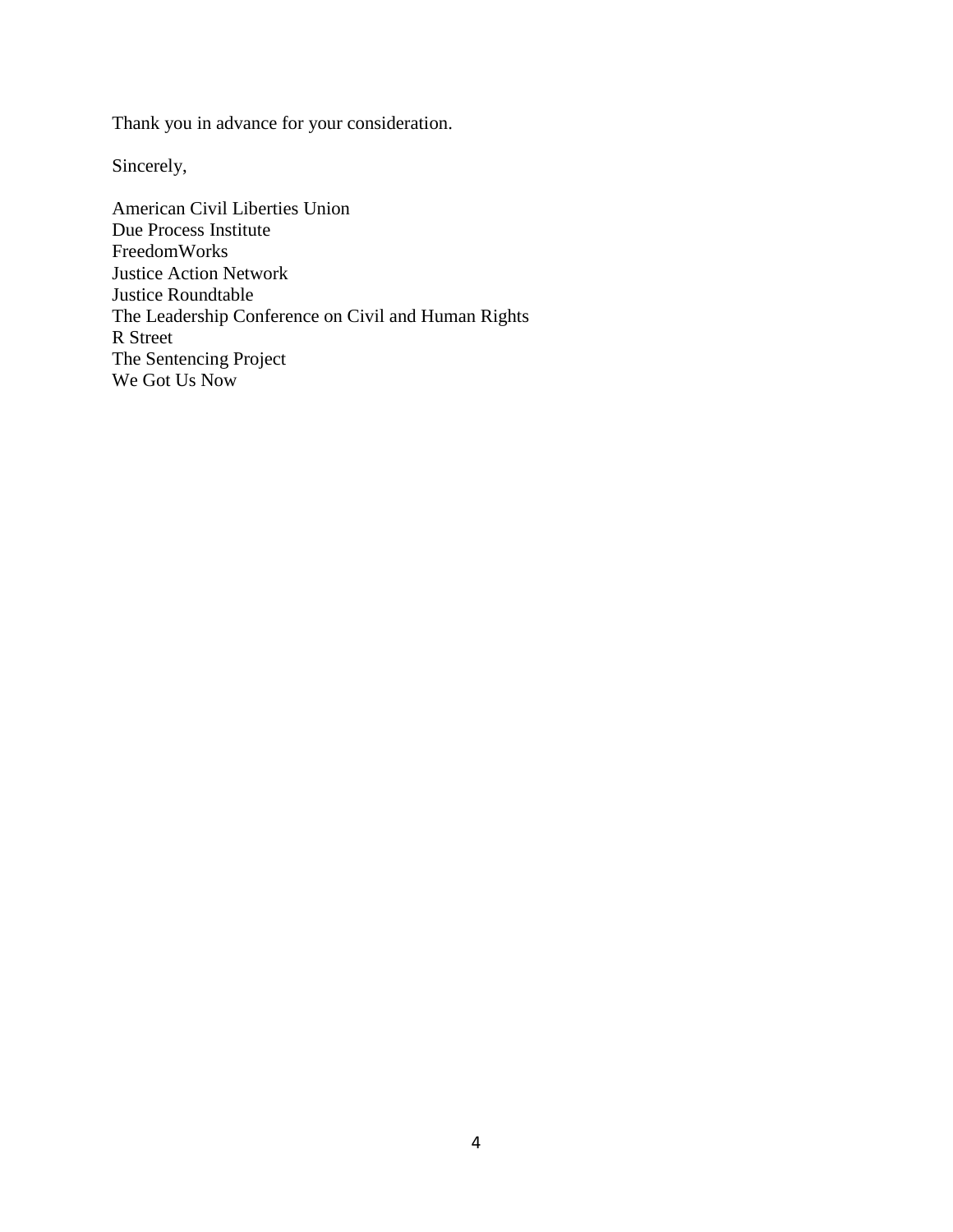Thank you in advance for your consideration.

Sincerely,

American Civil Liberties Union
Due Process Institute
FreedomWorks
Justice Action Network
Justice Roundtable
The Leadership Conference on Civil and Human Rights
R Street
The Sentencing Project
We Got Us Now